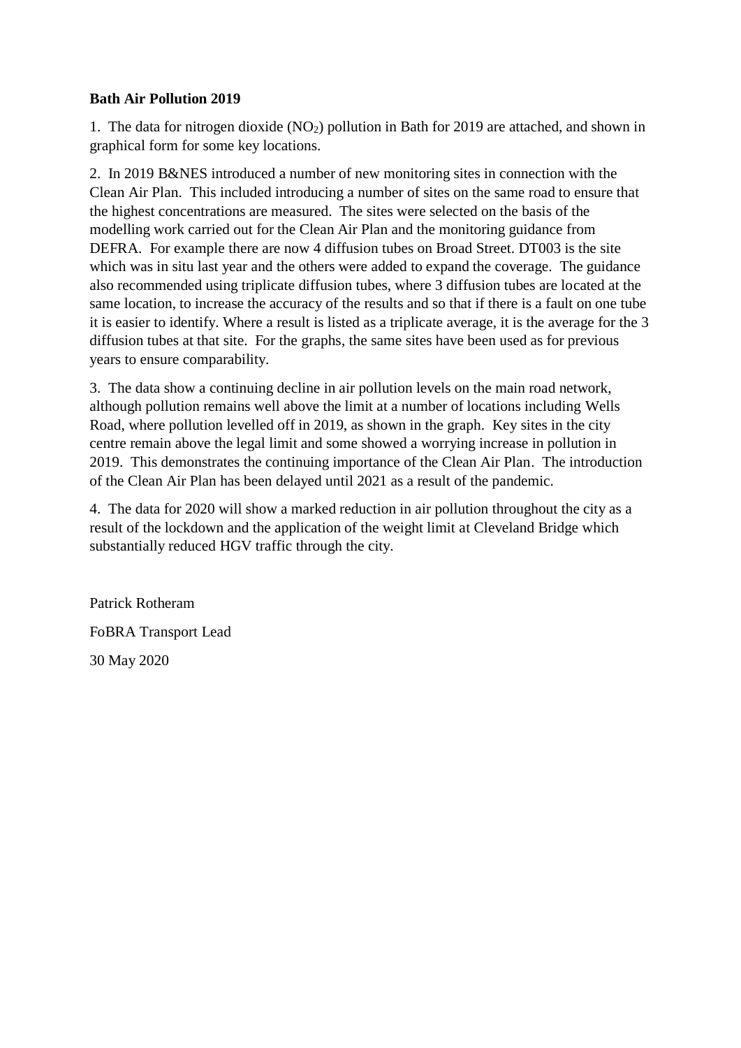**Bath Air Pollution 2019**

1. The data for nitrogen dioxide ($NO_2$) pollution in Bath for 2019 are attached, and shown in graphical form for some key locations.

2. In 2019 B&NES introduced a number of new monitoring sites in connection with the Clean Air Plan. This included introducing a number of sites on the same road to ensure that the highest concentrations are measured. The sites were selected on the basis of the modelling work carried out for the Clean Air Plan and the monitoring guidance from DEFRA. For example there are now 4 diffusion tubes on Broad Street. DT003 is the site which was in situ last year and the others were added to expand the coverage. The guidance also recommended using triplicate diffusion tubes, where 3 diffusion tubes are located at the same location, to increase the accuracy of the results and so that if there is a fault on one tube it is easier to identify. Where a result is listed as a triplicate average, it is the average for the 3 diffusion tubes at that site. For the graphs, the same sites have been used as for previous years to ensure comparability.

3. The data show a continuing decline in air pollution levels on the main road network, although pollution remains well above the limit at a number of locations including Wells Road, where pollution levelled off in 2019, as shown in the graph. Key sites in the city centre remain above the legal limit and some showed a worrying increase in pollution in 2019. This demonstrates the continuing importance of the Clean Air Plan. The introduction of the Clean Air Plan has been delayed until 2021 as a result of the pandemic.

4. The data for 2020 will show a marked reduction in air pollution throughout the city as a result of the lockdown and the application of the weight limit at Cleveland Bridge which substantially reduced HGV traffic through the city.

Patrick Rotheram

FoBRA Transport Lead

30 May 2020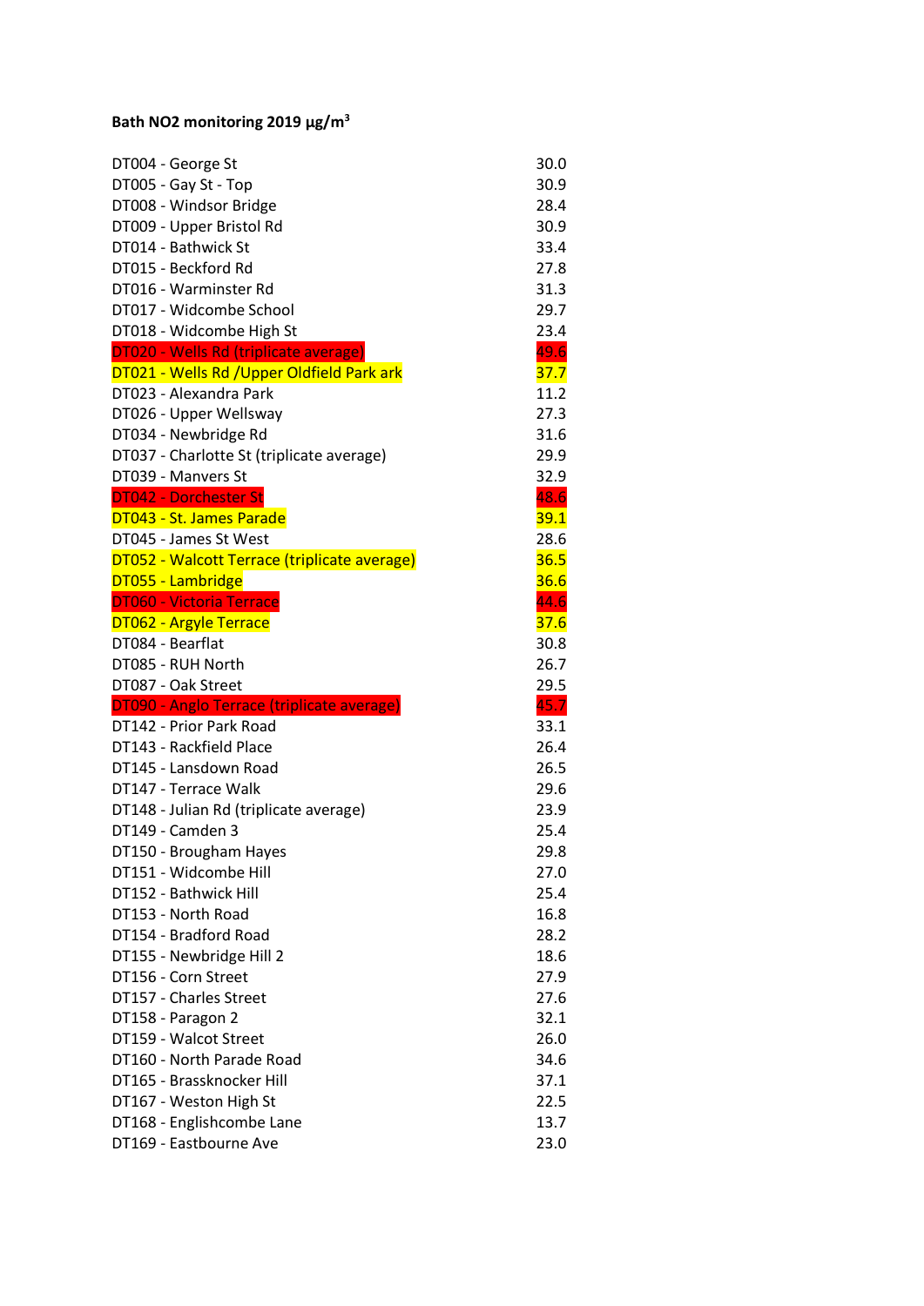**Bath NO2 monitoring 2019 μg/m³**

| Site | Value |
| --- | --- |
| DT004 - George St | 30.0 |
| DT005 - Gay St - Top | 30.9 |
| DT008 - Windsor Bridge | 28.4 |
| DT009 - Upper Bristol Rd | 30.9 |
| DT014 - Bathwick St | 33.4 |
| DT015 - Beckford Rd | 27.8 |
| DT016 - Warminster Rd | 31.3 |
| DT017 - Widcombe School | 29.7 |
| DT018 - Widcombe High St | 23.4 |
| DT020 - Wells Rd (triplicate average) | 49.6 |
| DT021 - Wells Rd /Upper Oldfield Park ark | 37.7 |
| DT023 - Alexandra Park | 11.2 |
| DT026 - Upper Wellsway | 27.3 |
| DT034 - Newbridge Rd | 31.6 |
| DT037 - Charlotte St (triplicate average) | 29.9 |
| DT039 - Manvers St | 32.9 |
| DT042 - Dorchester St | 48.6 |
| DT043 - St. James Parade | 39.1 |
| DT045 - James St West | 28.6 |
| DT052 - Walcott Terrace (triplicate average) | 36.5 |
| DT055 - Lambridge | 36.6 |
| DT060 - Victoria Terrace | 44.6 |
| DT062 - Argyle Terrace | 37.6 |
| DT084 - Bearflat | 30.8 |
| DT085 - RUH North | 26.7 |
| DT087 - Oak Street | 29.5 |
| DT090 - Anglo Terrace (triplicate average) | 45.7 |
| DT142 - Prior Park Road | 33.1 |
| DT143 - Rackfield Place | 26.4 |
| DT145 - Lansdown Road | 26.5 |
| DT147 - Terrace Walk | 29.6 |
| DT148 - Julian Rd (triplicate average) | 23.9 |
| DT149 - Camden 3 | 25.4 |
| DT150 - Brougham Hayes | 29.8 |
| DT151 - Widcombe Hill | 27.0 |
| DT152 - Bathwick Hill | 25.4 |
| DT153 - North Road | 16.8 |
| DT154 - Bradford Road | 28.2 |
| DT155 - Newbridge Hill 2 | 18.6 |
| DT156 - Corn Street | 27.9 |
| DT157 - Charles Street | 27.6 |
| DT158 - Paragon 2 | 32.1 |
| DT159 - Walcot Street | 26.0 |
| DT160 - North Parade Road | 34.6 |
| DT165 - Brassknocker Hill | 37.1 |
| DT167 - Weston High St | 22.5 |
| DT168 - Englishcombe Lane | 13.7 |
| DT169 - Eastbourne Ave | 23.0 |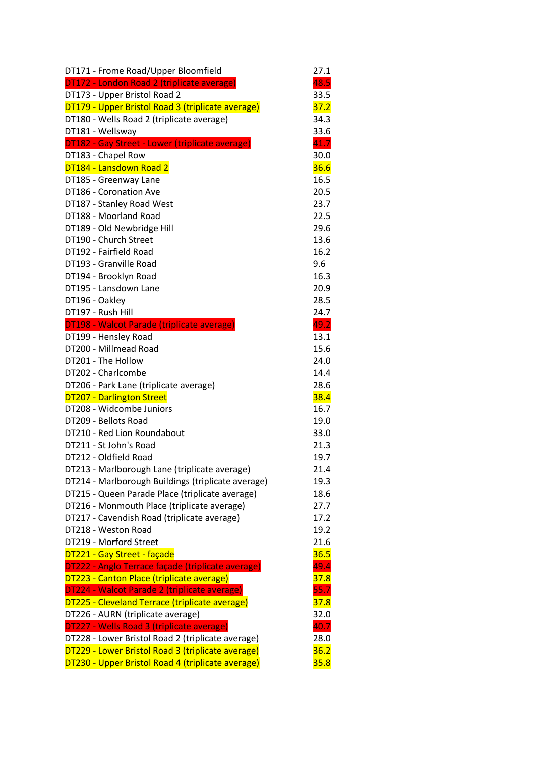| | |
|---|---|
| DT171 - Frome Road/Upper Bloomfield | 27.1 |
| DT172 - London Road 2 (triplicate average) | 48.5 |
| DT173 - Upper Bristol Road 2 | 33.5 |
| DT179 - Upper Bristol Road 3 (triplicate average) | 37.2 |
| DT180 - Wells Road 2 (triplicate average) | 34.3 |
| DT181 - Wellsway | 33.6 |
| DT182 - Gay Street - Lower (triplicate average) | 41.7 |
| DT183 - Chapel Row | 30.0 |
| DT184 - Lansdown Road 2 | 36.6 |
| DT185 - Greenway Lane | 16.5 |
| DT186 - Coronation Ave | 20.5 |
| DT187 - Stanley Road West | 23.7 |
| DT188 - Moorland Road | 22.5 |
| DT189 - Old Newbridge Hill | 29.6 |
| DT190 - Church Street | 13.6 |
| DT192 - Fairfield Road | 16.2 |
| DT193 - Granville Road | 9.6 |
| DT194 - Brooklyn Road | 16.3 |
| DT195 - Lansdown Lane | 20.9 |
| DT196 - Oakley | 28.5 |
| DT197 - Rush Hill | 24.7 |
| DT198 - Walcot Parade (triplicate average) | 49.2 |
| DT199 - Hensley Road | 13.1 |
| DT200 - Millmead Road | 15.6 |
| DT201 - The Hollow | 24.0 |
| DT202 - Charlcombe | 14.4 |
| DT206 - Park Lane (triplicate average) | 28.6 |
| DT207 - Darlington Street | 38.4 |
| DT208 - Widcombe Juniors | 16.7 |
| DT209 - Bellots Road | 19.0 |
| DT210 - Red Lion Roundabout | 33.0 |
| DT211 - St John's Road | 21.3 |
| DT212 - Oldfield Road | 19.7 |
| DT213 - Marlborough Lane (triplicate average) | 21.4 |
| DT214 - Marlborough Buildings (triplicate average) | 19.3 |
| DT215 - Queen Parade Place (triplicate average) | 18.6 |
| DT216 - Monmouth Place (triplicate average) | 27.7 |
| DT217 - Cavendish Road (triplicate average) | 17.2 |
| DT218 - Weston Road | 19.2 |
| DT219 - Morford Street | 21.6 |
| DT221 - Gay Street - façade | 36.5 |
| DT222 - Anglo Terrace façade (triplicate average) | 49.4 |
| DT223 - Canton Place (triplicate average) | 37.8 |
| DT224 - Walcot Parade 2 (triplicate average) | 55.7 |
| DT225 - Cleveland Terrace (triplicate average) | 37.8 |
| DT226 - AURN (triplicate average) | 32.0 |
| DT227 - Wells Road 3 (triplicate average) | 40.7 |
| DT228 - Lower Bristol Road 2 (triplicate average) | 28.0 |
| DT229 - Lower Bristol Road 3 (triplicate average) | 36.2 |
| DT230 - Upper Bristol Road 4 (triplicate average) | 35.8 |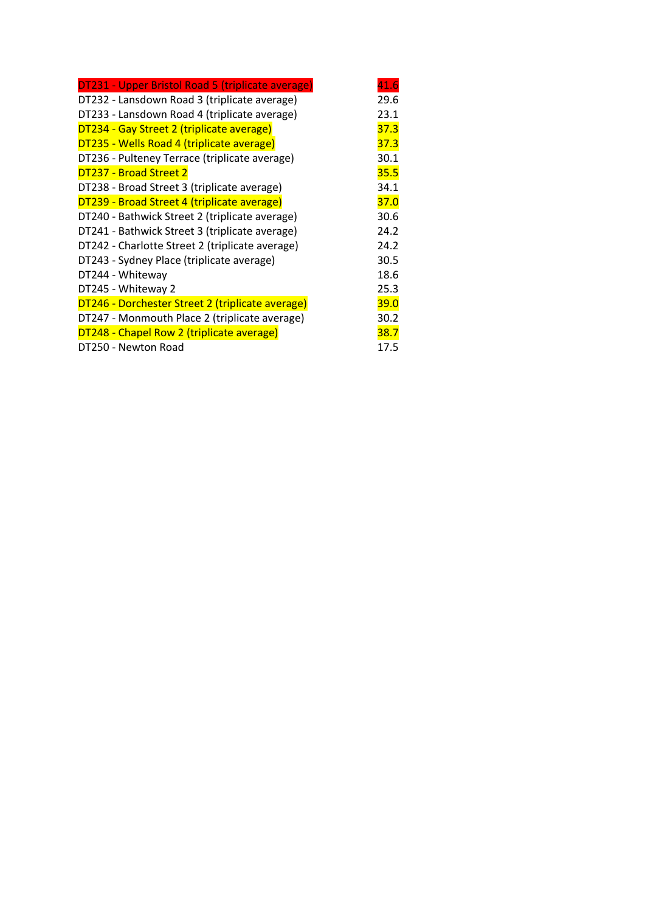| | |
|---|---|
| DT231 - Upper Bristol Road 5 (triplicate average) | 41.6 |
| DT232 - Lansdown Road 3 (triplicate average) | 29.6 |
| DT233 - Lansdown Road 4 (triplicate average) | 23.1 |
| DT234 - Gay Street 2 (triplicate average) | 37.3 |
| DT235 - Wells Road 4 (triplicate average) | 37.3 |
| DT236 - Pulteney Terrace (triplicate average) | 30.1 |
| DT237 - Broad Street 2 | 35.5 |
| DT238 - Broad Street 3 (triplicate average) | 34.1 |
| DT239 - Broad Street 4 (triplicate average) | 37.0 |
| DT240 - Bathwick Street 2 (triplicate average) | 30.6 |
| DT241 - Bathwick Street 3 (triplicate average) | 24.2 |
| DT242 - Charlotte Street 2 (triplicate average) | 24.2 |
| DT243 - Sydney Place (triplicate average) | 30.5 |
| DT244 - Whiteway | 18.6 |
| DT245 - Whiteway 2 | 25.3 |
| DT246 - Dorchester Street 2 (triplicate average) | 39.0 |
| DT247 - Monmouth Place 2 (triplicate average) | 30.2 |
| DT248 - Chapel Row 2 (triplicate average) | 38.7 |
| DT250 - Newton Road | 17.5 |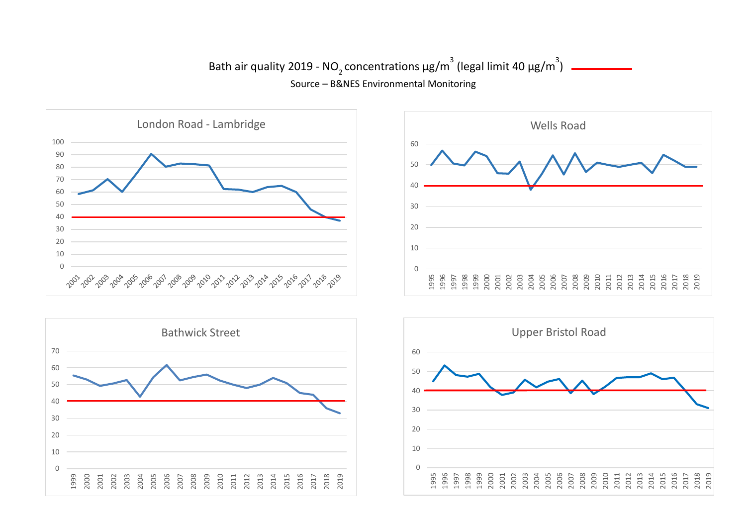# Bath air quality 2019 - $NO_2$ concentrations μg/m$^3$ (legal limit 40 μg/m$^3$)

Source – B&NES Environmental Monitoring

## London Road - Lambridge

## Wells Road

## Bathwick Street

## Upper Bristol Road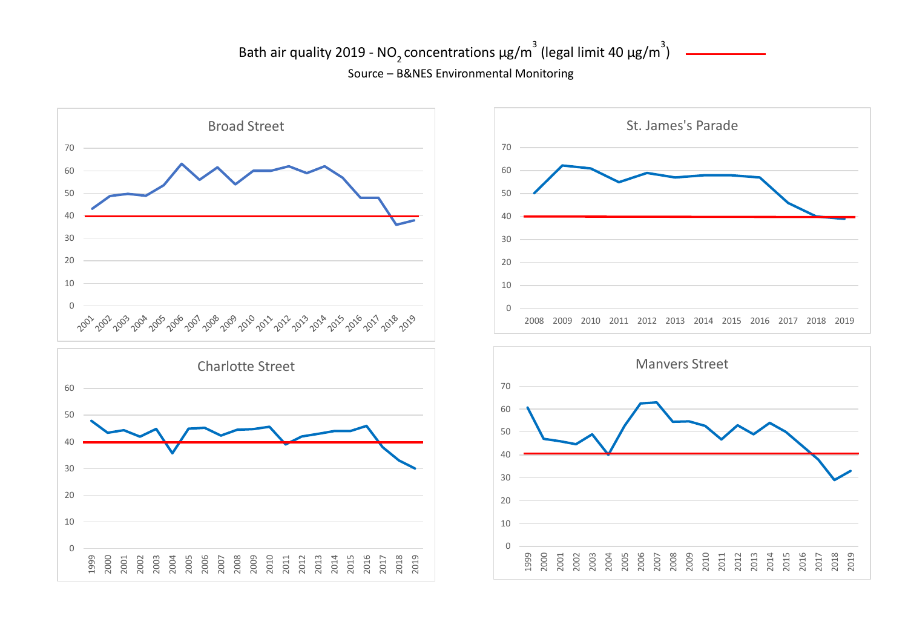Bath air quality 2019 - $NO_2$ concentrations μg/m$^3$ (legal limit 40 μg/m$^3$)

Source – B&NES Environmental Monitoring

Broad Street

70
60
50
40
30
20
10
0

2001 2002 2003 2004 2005 2006 2007 2008 2009 2010 2011 2012 2013 2014 2015 2016 2017 2018 2019

St. James's Parade

70
60
50
40
30
20
10
0

2008 2009 2010 2011 2012 2013 2014 2015 2016 2017 2018 2019

Charlotte Street

60
50
40
30
20
10
0

1999 2000 2001 2002 2003 2004 2005 2006 2007 2008 2009 2010 2011 2012 2013 2014 2015 2016 2017 2018 2019

Manvers Street

70
60
50
40
30
20
10
0

1999 2000 2001 2002 2003 2004 2005 2006 2007 2008 2009 2010 2011 2012 2013 2014 2015 2016 2017 2018 2019